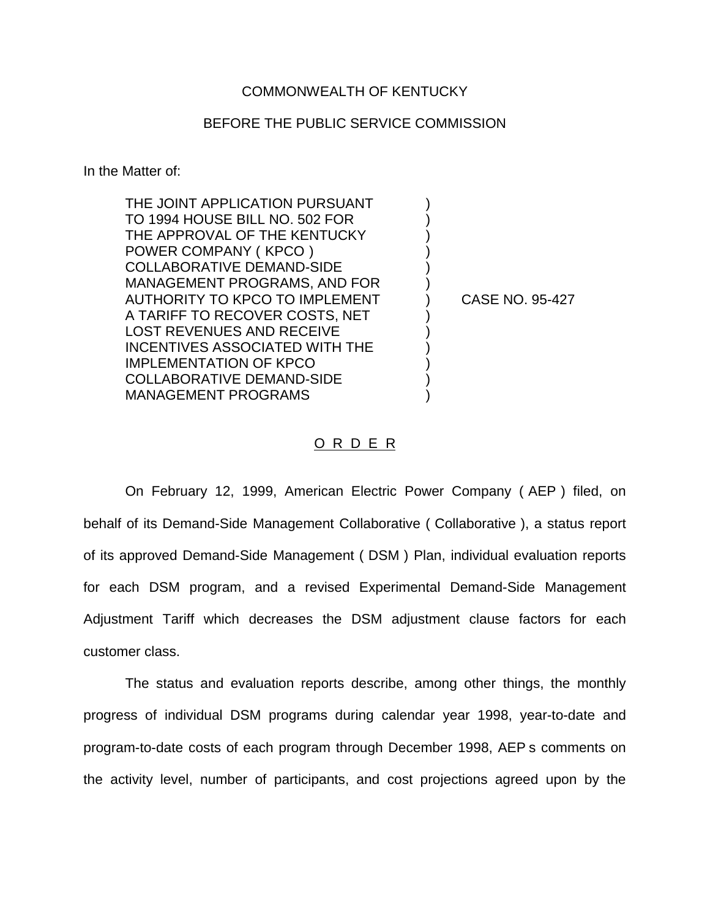COMMONWEALTH OF KENTUCKY

BEFORE THE PUBLIC SERVICE COMMISSION

In the Matter of:

| | | |
|---|---|---|
| THE JOINT APPLICATION PURSUANT TO 1994 HOUSE BILL NO. 502 FOR THE APPROVAL OF THE KENTUCKY POWER COMPANY ( KPCO ) COLLABORATIVE DEMAND-SIDE MANAGEMENT PROGRAMS, AND FOR AUTHORITY TO KPCO TO IMPLEMENT A TARIFF TO RECOVER COSTS, NET LOST REVENUES AND RECEIVE INCENTIVES ASSOCIATED WITH THE IMPLEMENTATION OF KPCO COLLABORATIVE DEMAND-SIDE MANAGEMENT PROGRAMS | ) | CASE NO. 95-427 |

## O R D E R

On February 12, 1999, American Electric Power Company ( AEP ) filed, on behalf of its Demand-Side Management Collaborative ( Collaborative ), a status report of its approved Demand-Side Management ( DSM ) Plan, individual evaluation reports for each DSM program, and a revised Experimental Demand-Side Management Adjustment Tariff which decreases the DSM adjustment clause factors for each customer class.

The status and evaluation reports describe, among other things, the monthly progress of individual DSM programs during calendar year 1998, year-to-date and program-to-date costs of each program through December 1998, AEP s comments on the activity level, number of participants, and cost projections agreed upon by the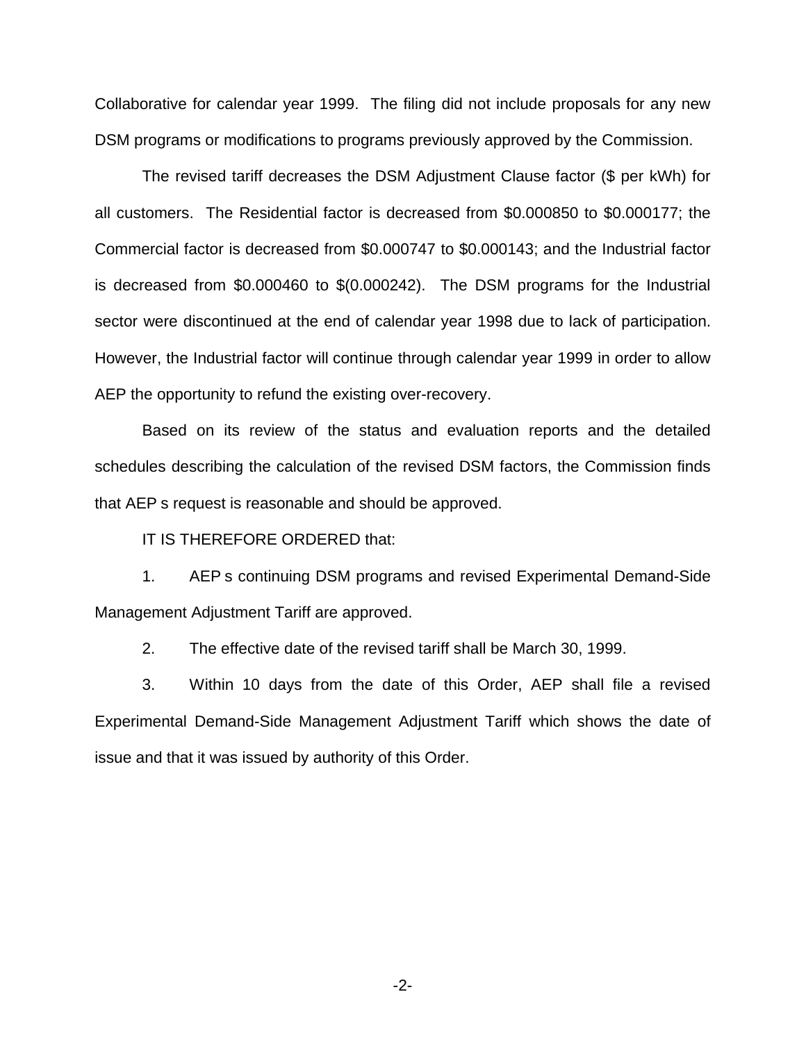Collaborative for calendar year 1999. The filing did not include proposals for any new DSM programs or modifications to programs previously approved by the Commission.

The revised tariff decreases the DSM Adjustment Clause factor ($ per kWh) for all customers. The Residential factor is decreased from $0.000850 to $0.000177; the Commercial factor is decreased from $0.000747 to $0.000143; and the Industrial factor is decreased from $0.000460 to $(0.000242). The DSM programs for the Industrial sector were discontinued at the end of calendar year 1998 due to lack of participation. However, the Industrial factor will continue through calendar year 1999 in order to allow AEP the opportunity to refund the existing over-recovery.

Based on its review of the status and evaluation reports and the detailed schedules describing the calculation of the revised DSM factors, the Commission finds that AEP s request is reasonable and should be approved.

IT IS THEREFORE ORDERED that:

1. AEP s continuing DSM programs and revised Experimental Demand-Side Management Adjustment Tariff are approved.

2. The effective date of the revised tariff shall be March 30, 1999.

3. Within 10 days from the date of this Order, AEP shall file a revised Experimental Demand-Side Management Adjustment Tariff which shows the date of issue and that it was issued by authority of this Order.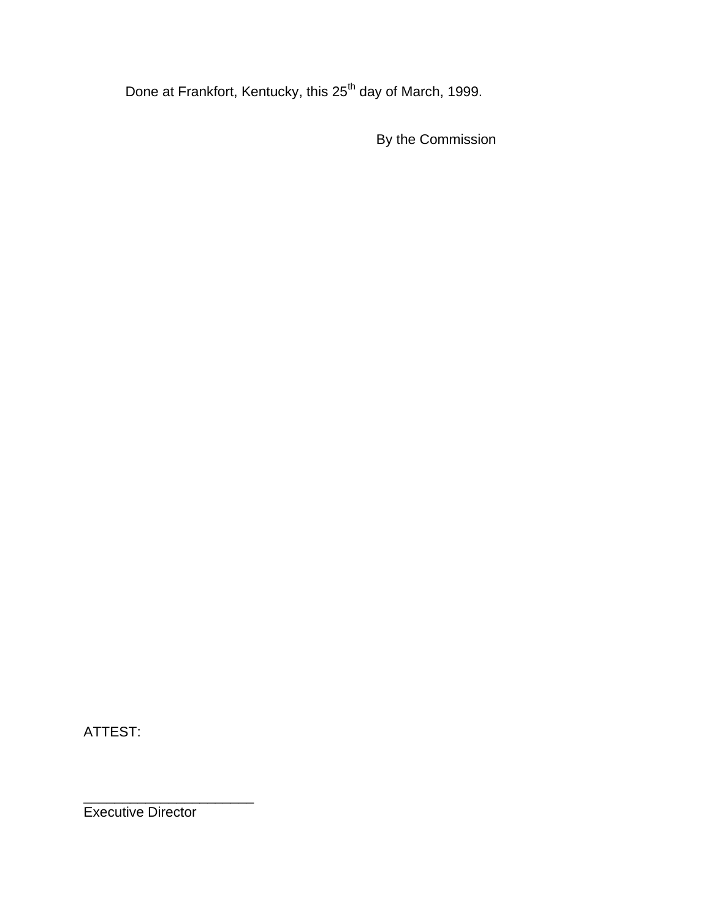Done at Frankfort, Kentucky, this 25th day of March, 1999.

By the Commission

ATTEST:

______________________

Executive Director